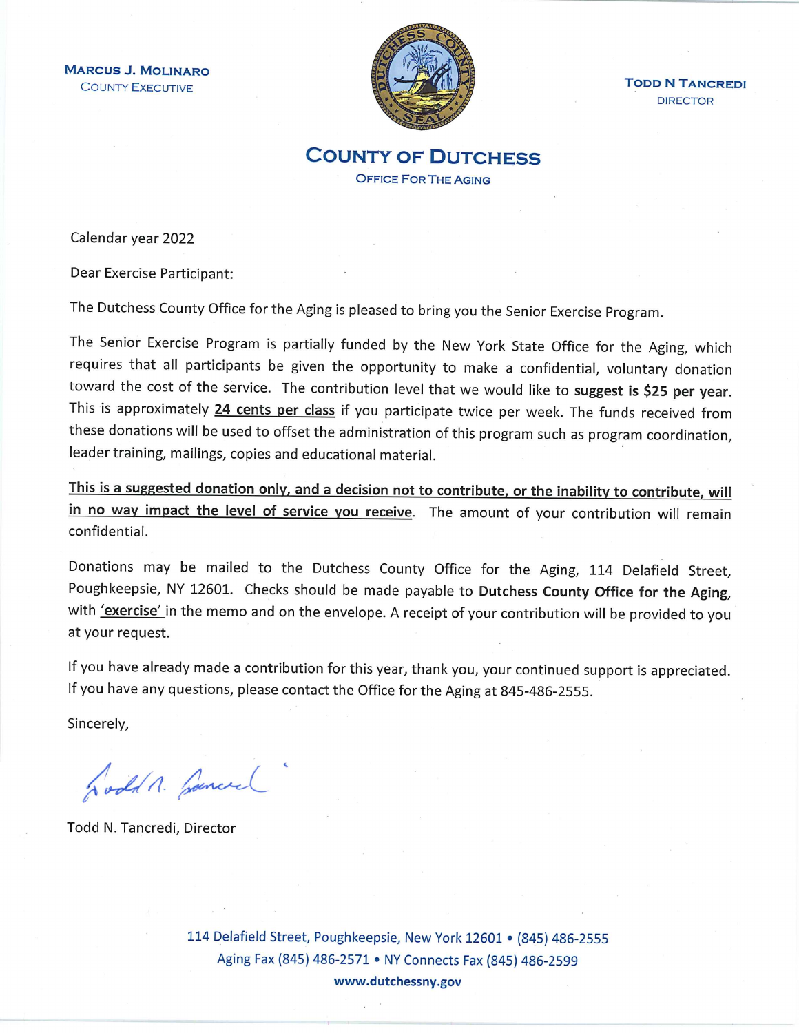**Marcus J. Molinaro**
County Executive

**Todd N Tancredi**
Director

# County of Dutchess

Office For The Aging

Calendar year 2022

Dear Exercise Participant:

The Dutchess County Office for the Aging is pleased to bring you the Senior Exercise Program.

The Senior Exercise Program is partially funded by the New York State Office for the Aging, which requires that all participants be given the opportunity to make a confidential, voluntary donation toward the cost of the service. The contribution level that we would like to **suggest is $25 per year**. This is approximately **24 cents per class** if you participate twice per week. The funds received from these donations will be used to offset the administration of this program such as program coordination, leader training, mailings, copies and educational material.

**This is a suggested donation only, and a decision not to contribute, or the inability to contribute, will in no way impact the level of service you receive**. The amount of your contribution will remain confidential.

Donations may be mailed to the Dutchess County Office for the Aging, 114 Delafield Street, Poughkeepsie, NY 12601. Checks should be made payable to **Dutchess County Office for the Aging**, with **'exercise'** in the memo and on the envelope. A receipt of your contribution will be provided to you at your request.

If you have already made a contribution for this year, thank you, your continued support is appreciated. If you have any questions, please contact the Office for the Aging at 845-486-2555.

Sincerely,

Todd N. Tancredi, Director

114 Delafield Street, Poughkeepsie, New York 12601 • (845) 486-2555
Aging Fax (845) 486-2571 • NY Connects Fax (845) 486-2599
**www.dutchessny.gov**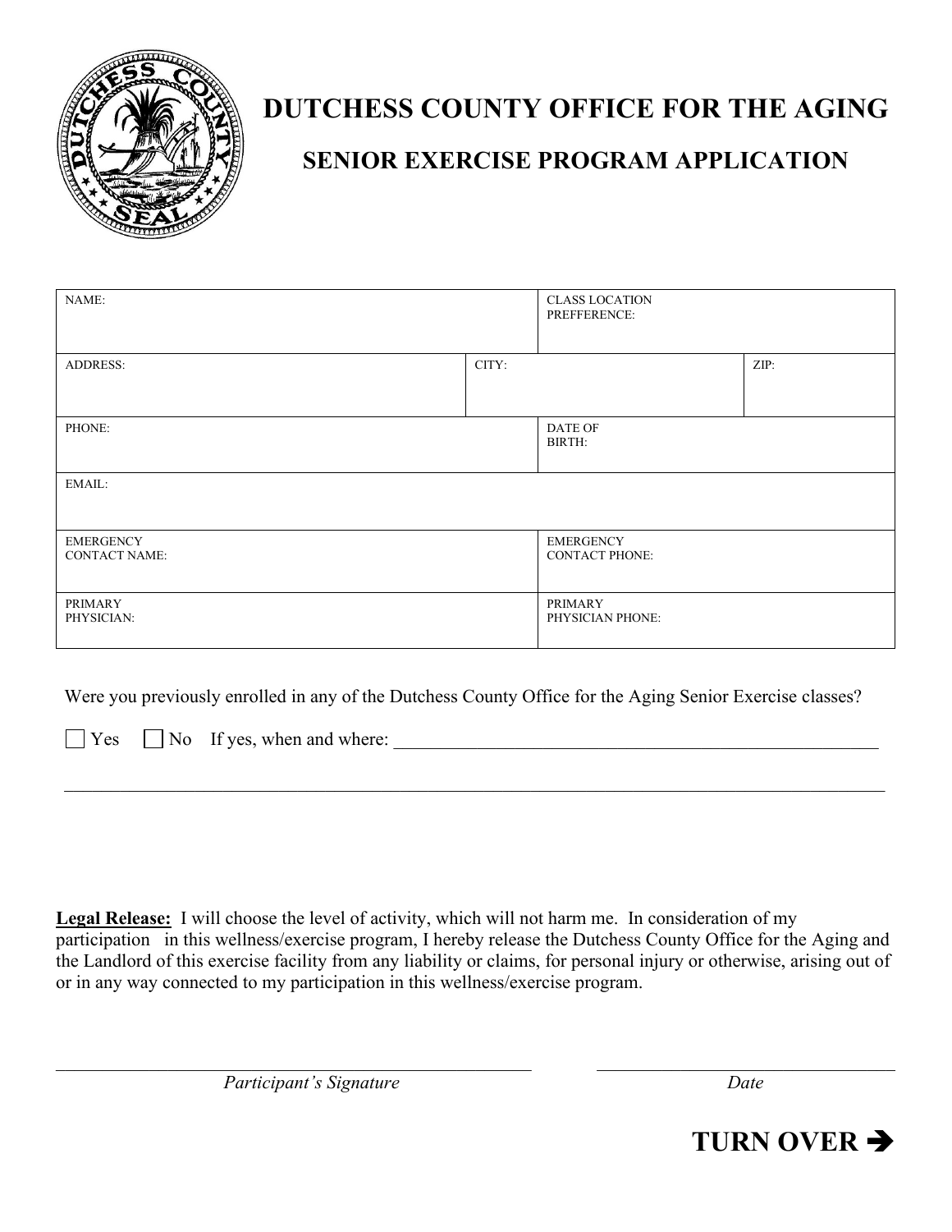# DUTCHESS COUNTY OFFICE FOR THE AGING

## SENIOR EXERCISE PROGRAM APPLICATION

| NAME: | | CLASS LOCATION PREFFERENCE: |
|---|---|---|
| ADDRESS: | CITY: | ZIP: |
| PHONE: | | DATE OF BIRTH: |
| EMAIL: | | |
| EMERGENCY CONTACT NAME: | | EMERGENCY CONTACT PHONE: |
| PRIMARY PHYSICIAN: | | PRIMARY PHYSICIAN PHONE: |

Were you previously enrolled in any of the Dutchess County Office for the Aging Senior Exercise classes?

☐ Yes ☐ No If yes, when and where: \_\_\_\_\_\_\_\_\_\_\_\_\_\_\_\_\_\_\_\_\_\_\_\_\_\_\_\_\_\_\_\_\_\_\_\_\_\_\_\_\_\_\_\_\_\_\_\_\_\_

\_\_\_\_\_\_\_\_\_\_\_\_\_\_\_\_\_\_\_\_\_\_\_\_\_\_\_\_\_\_\_\_\_\_\_\_\_\_\_\_\_\_\_\_\_\_\_\_\_\_\_\_\_\_\_\_\_\_\_\_\_\_\_\_\_\_\_\_\_\_\_\_\_\_\_\_\_\_

**Legal Release:** I will choose the level of activity, which will not harm me. In consideration of my participation in this wellness/exercise program, I hereby release the Dutchess County Office for the Aging and the Landlord of this exercise facility from any liability or claims, for personal injury or otherwise, arising out of or in any way connected to my participation in this wellness/exercise program.

\_\_\_\_\_\_\_\_\_\_\_\_\_\_\_\_\_\_\_\_\_\_\_\_\_\_\_\_\_\_\_\_\_\_\_\_\_\_\_\_ \_\_\_\_\_\_\_\_\_\_\_\_\_\_\_\_\_\_\_\_\_\_\_\_\_\_

*Participant's Signature* *Date*

**TURN OVER ➔**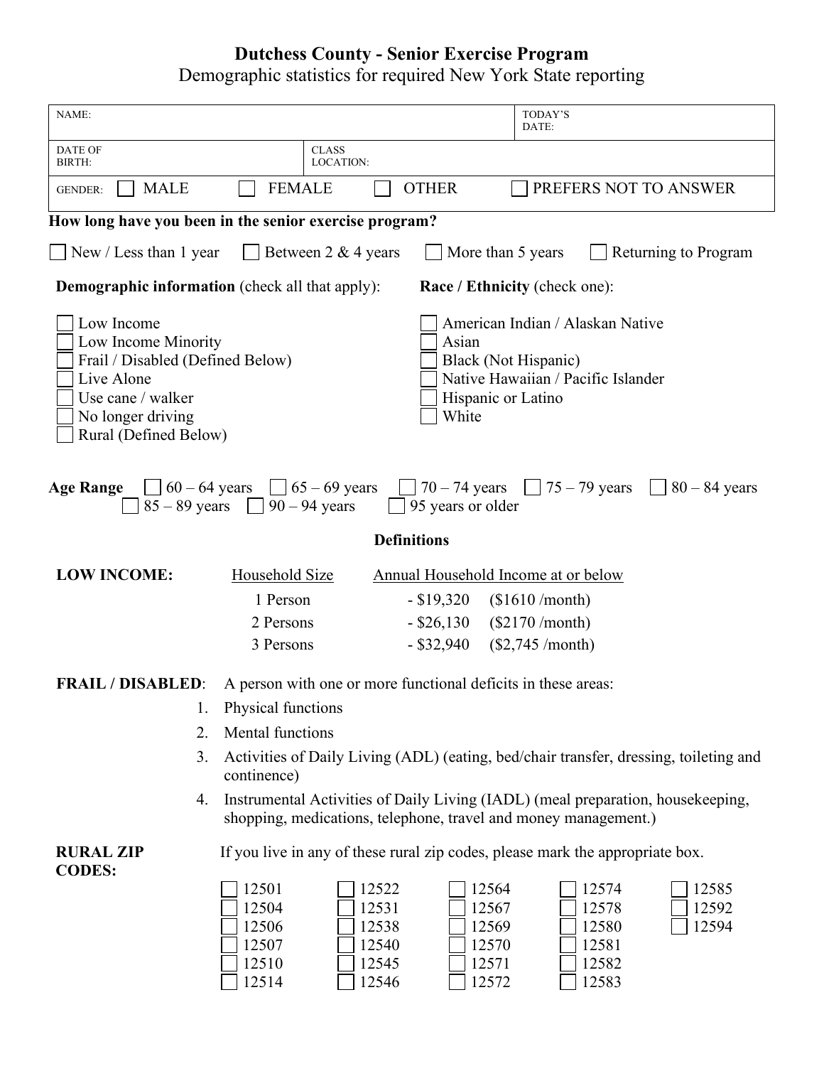# Dutchess County - Senior Exercise Program

Demographic statistics for required New York State reporting

| NAME: | | TODAY'S DATE: |
|---|---|---|
| DATE OF BIRTH: | CLASS LOCATION: | |

GENDER: ☐ MALE ☐ FEMALE ☐ OTHER ☐ PREFERS NOT TO ANSWER

**How long have you been in the senior exercise program?**

☐ New / Less than 1 year ☐ Between 2 & 4 years ☐ More than 5 years ☐ Returning to Program

**Demographic information** (check all that apply):

- ☐ Low Income
- ☐ Low Income Minority
- ☐ Frail / Disabled (Defined Below)
- ☐ Live Alone
- ☐ Use cane / walker
- ☐ No longer driving
- ☐ Rural (Defined Below)

**Race / Ethnicity** (check one):

- ☐ American Indian / Alaskan Native
- ☐ Asian
- ☐ Black (Not Hispanic)
- ☐ Native Hawaiian / Pacific Islander
- ☐ Hispanic or Latino
- ☐ White

**Age Range** ☐ 60 – 64 years ☐ 65 – 69 years ☐ 70 – 74 years ☐ 75 – 79 years ☐ 80 – 84 years ☐ 85 – 89 years ☐ 90 – 94 years ☐ 95 years or older

## Definitions

**LOW INCOME:**

| Household Size | Annual Household Income at or below | |
|---|---|---|
| 1 Person | - $19,320 | ($1610 /month) |
| 2 Persons | - $26,130 | ($2170 /month) |
| 3 Persons | - $32,940 | ($2,745 /month) |

**FRAIL / DISABLED**: A person with one or more functional deficits in these areas:

1. Physical functions
2. Mental functions
3. Activities of Daily Living (ADL) (eating, bed/chair transfer, dressing, toileting and continence)
4. Instrumental Activities of Daily Living (IADL) (meal preparation, housekeeping, shopping, medications, telephone, travel and money management.)

**RURAL ZIP CODES:** If you live in any of these rural zip codes, please mark the appropriate box.

| | | | | |
|---|---|---|---|---|
| ☐ 12501 | ☐ 12522 | ☐ 12564 | ☐ 12574 | ☐ 12585 |
| ☐ 12504 | ☐ 12531 | ☐ 12567 | ☐ 12578 | ☐ 12592 |
| ☐ 12506 | ☐ 12538 | ☐ 12569 | ☐ 12580 | ☐ 12594 |
| ☐ 12507 | ☐ 12540 | ☐ 12570 | ☐ 12581 | |
| ☐ 12510 | ☐ 12545 | ☐ 12571 | ☐ 12582 | |
| ☐ 12514 | ☐ 12546 | ☐ 12572 | ☐ 12583 | |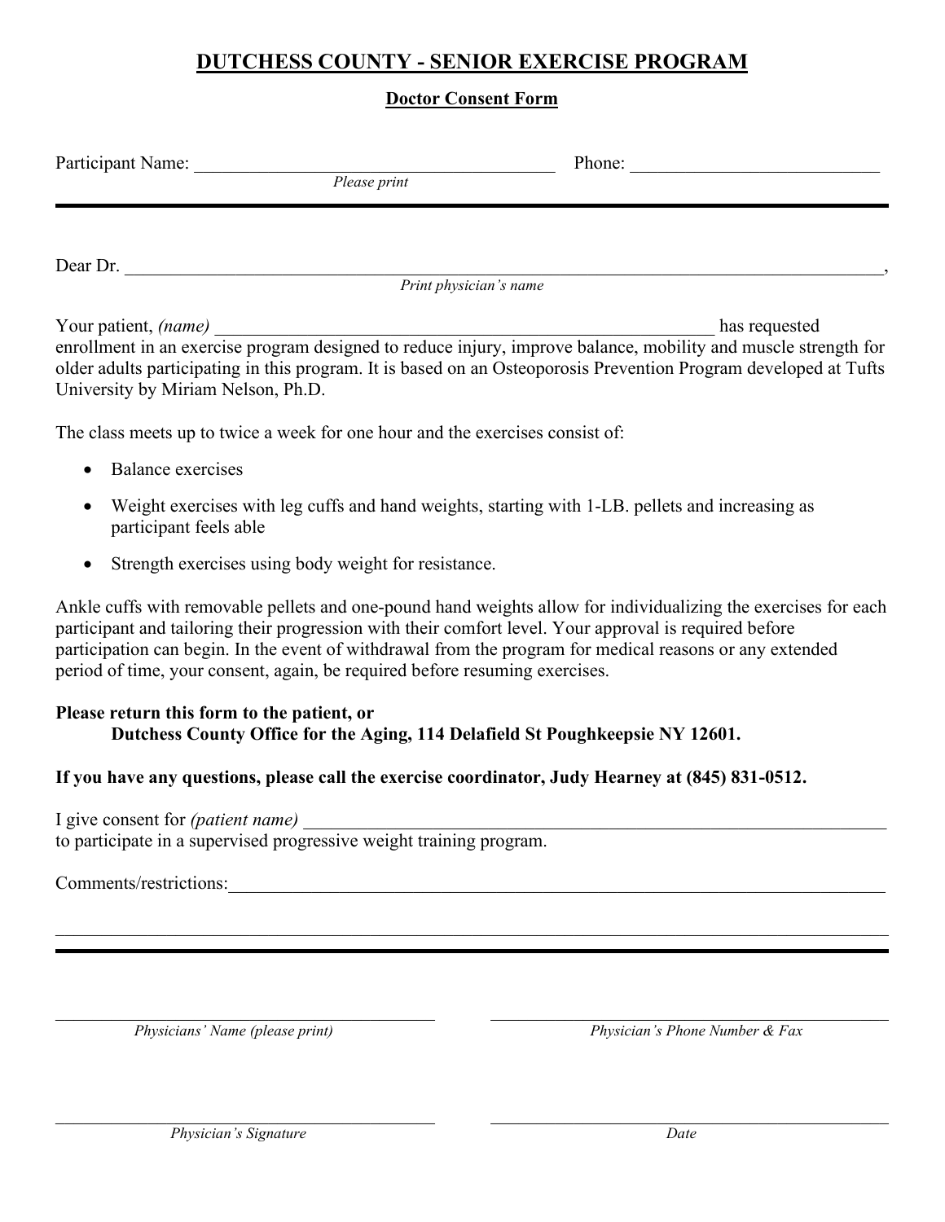# DUTCHESS COUNTY - SENIOR EXERCISE PROGRAM

## Doctor Consent Form

Participant Name: ________________________________________ Phone: ___________________________
*Please print*

---

Dear Dr. ______________________________________________________________________________,
*Print physician's name*

Your patient, *(name)* _______________________________________________________ has requested enrollment in an exercise program designed to reduce injury, improve balance, mobility and muscle strength for older adults participating in this program. It is based on an Osteoporosis Prevention Program developed at Tufts University by Miriam Nelson, Ph.D.

The class meets up to twice a week for one hour and the exercises consist of:

- Balance exercises
- Weight exercises with leg cuffs and hand weights, starting with 1-LB. pellets and increasing as participant feels able
- Strength exercises using body weight for resistance.

Ankle cuffs with removable pellets and one-pound hand weights allow for individualizing the exercises for each participant and tailoring their progression with their comfort level. Your approval is required before participation can begin. In the event of withdrawal from the program for medical reasons or any extended period of time, your consent, again, be required before resuming exercises.

**Please return this form to the patient, or**
**Dutchess County Office for the Aging, 114 Delafield St Poughkeepsie NY 12601.**

**If you have any questions, please call the exercise coordinator, Judy Hearney at (845) 831-0512.**

I give consent for *(patient name)* ________________________________________________________________
to participate in a supervised progressive weight training program.

Comments/restrictions:__________________________________________________________________________

_______________________________________________________________________________________________

---

_______________________________________ *Physicians' Name (please print)*

_______________________________________ *Physician's Phone Number & Fax*

_______________________________________ *Physician's Signature*

_______________________________________ *Date*